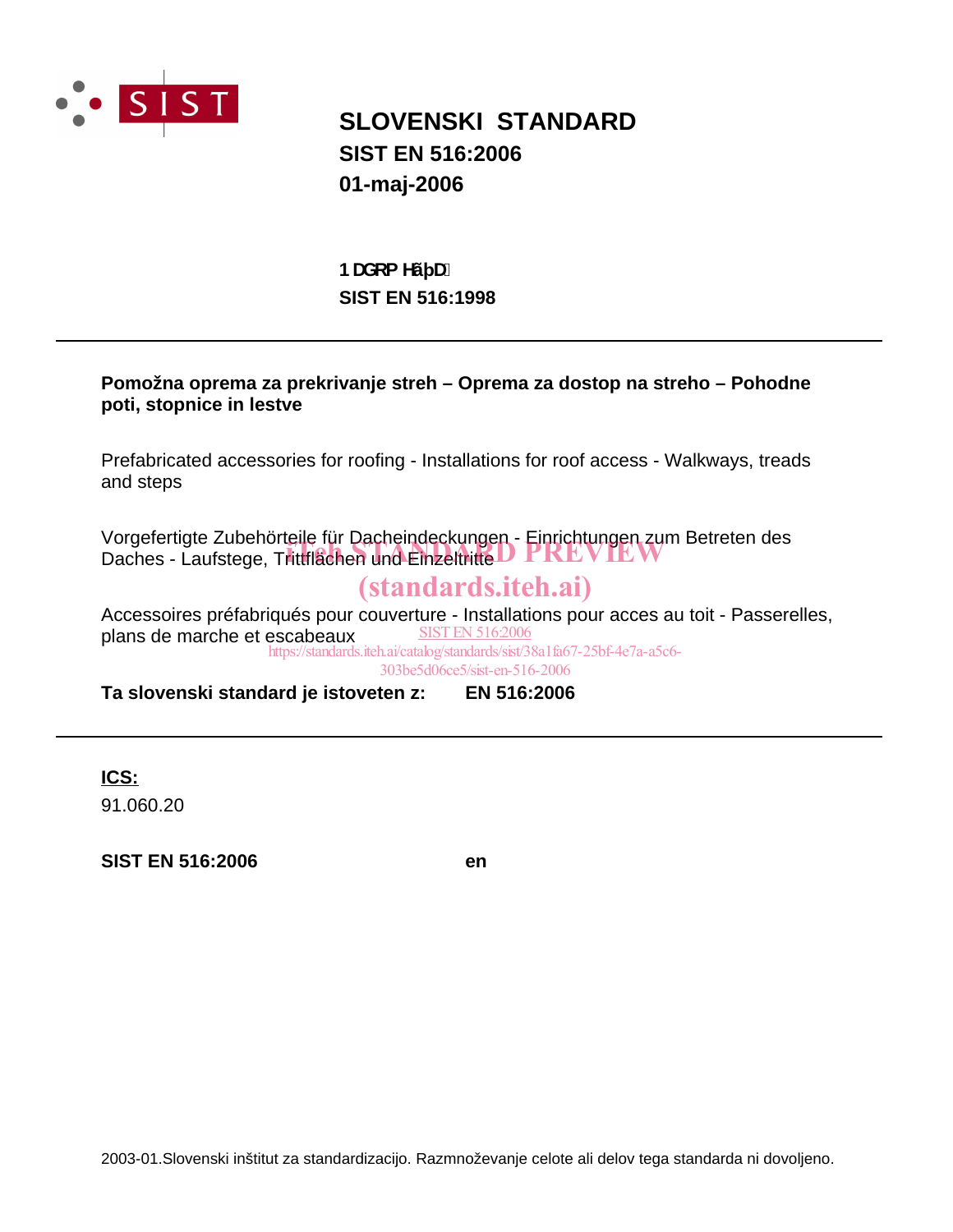SIST

# SLOVENSKI STANDARD
## SIST EN 516:2006
## 01-maj-2006

**1 DGRP HãþD**
**SIST EN 516:1998**

---

**Pomožna oprema za prekrivanje streh – Oprema za dostop na streho – Pohodne poti, stopnice in lestve**

Prefabricated accessories for roofing - Installations for roof access - Walkways, treads and steps

Vorgefertigte Zubehörteile für Dacheindeckungen - Einrichtungen zum Betreten des Daches - Laufstege, Trittflächen und Einzeltritte

iTeh STANDARD PREVIEW
(standards.iteh.ai)

Accessoires préfabriqués pour couverture - Installations pour acces au toit - Passerelles, plans de marche et escabeaux

SIST EN 516:2006
https://standards.iteh.ai/catalog/standards/sist/38a1fa67-25bf-4e7a-a5c6-303be5d06ce5/sist-en-516-2006

**Ta slovenski standard je istoveten z: EN 516:2006**

---

**ICS:**
91.060.20

**SIST EN 516:2006** **en**

2003-01.Slovenski inštitut za standardizacijo. Razmnoževanje celote ali delov tega standarda ni dovoljeno.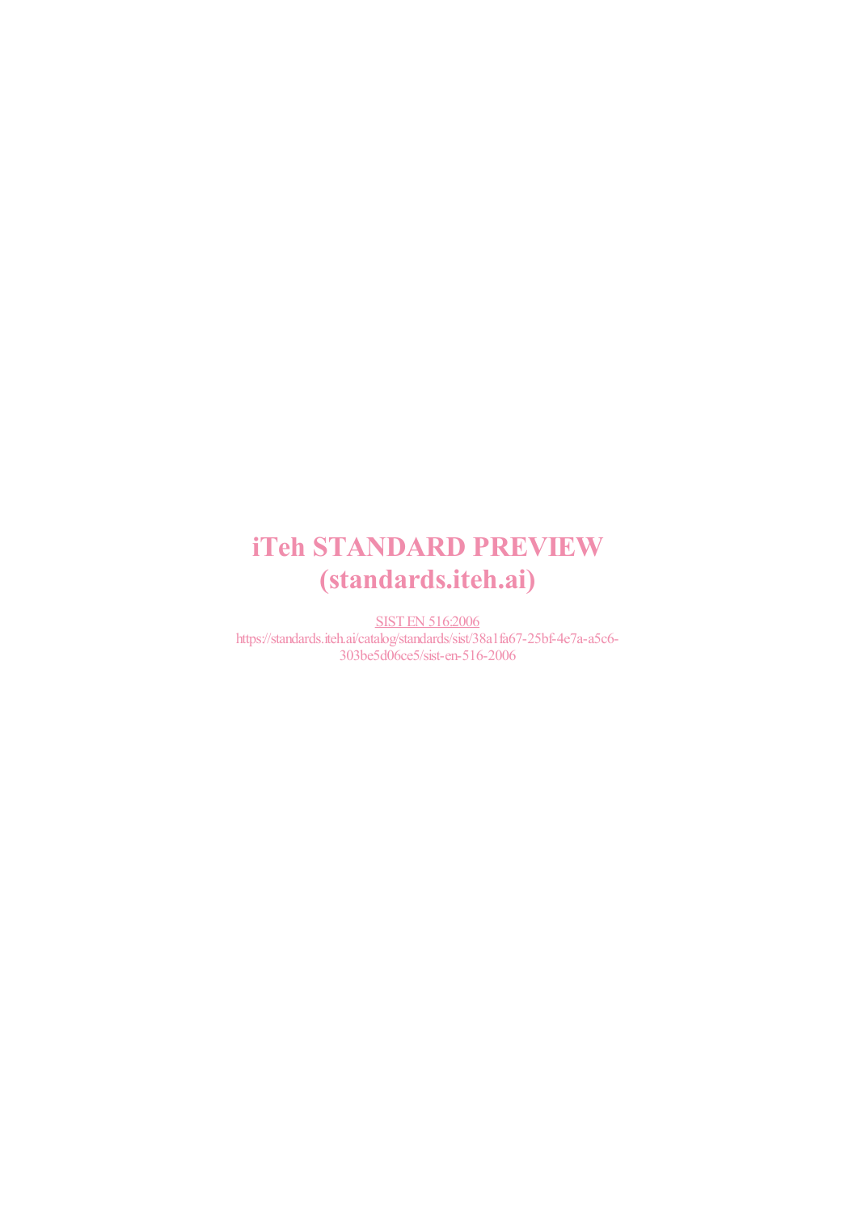iTeh STANDARD PREVIEW
(standards.iteh.ai)

SIST EN 516:2006
https://standards.iteh.ai/catalog/standards/sist/38a1fa67-25bf-4e7a-a5c6-303be5d06ce5/sist-en-516-2006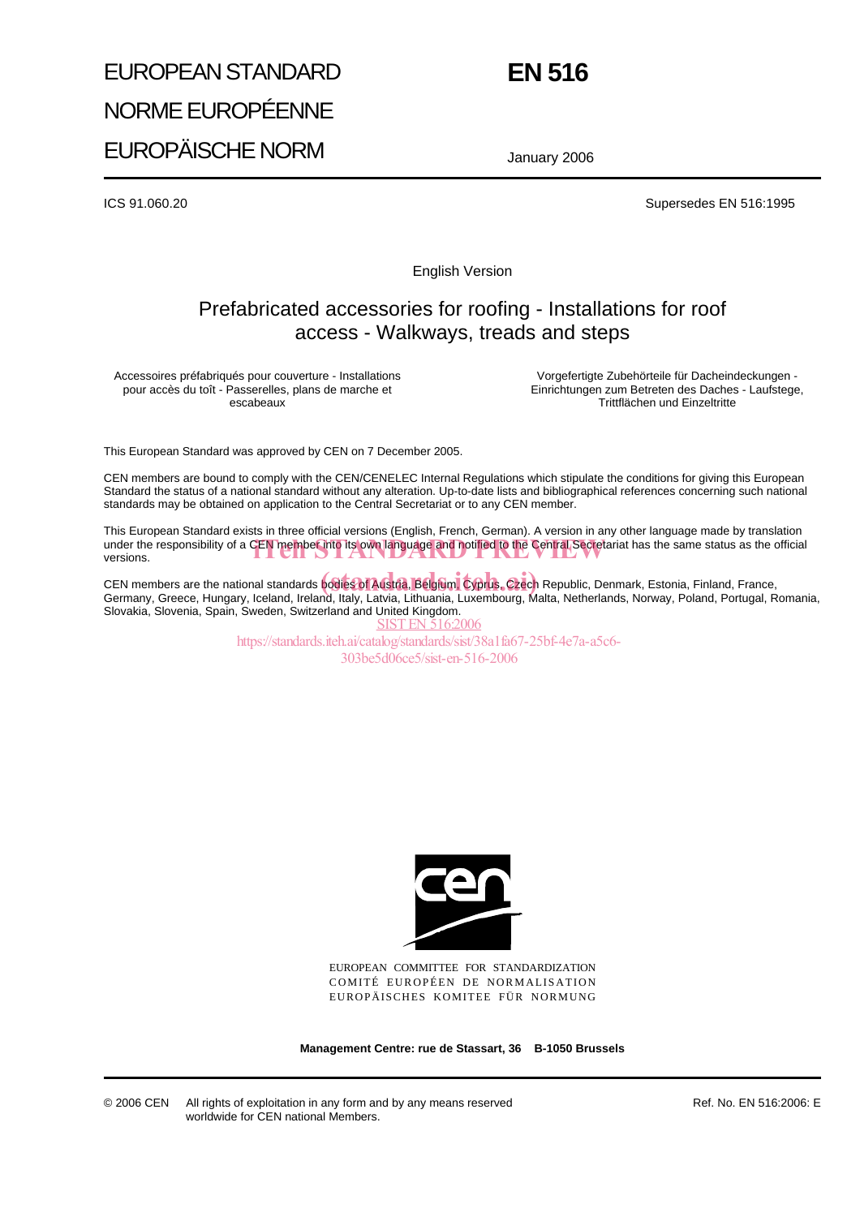EUROPEAN STANDARD

NORME EUROPÉENNE

EUROPÄISCHE NORM

# EN 516

January 2006

ICS 91.060.20

Supersedes EN 516:1995

English Version

## Prefabricated accessories for roofing - Installations for roof access - Walkways, treads and steps

Accessoires préfabriqués pour couverture - Installations pour accès du toît - Passerelles, plans de marche et escabeaux

Vorgefertigte Zubehörteile für Dacheindeckungen - Einrichtungen zum Betreten des Daches - Laufstege, Trittflächen und Einzeltritte

This European Standard was approved by CEN on 7 December 2005.

CEN members are bound to comply with the CEN/CENELEC Internal Regulations which stipulate the conditions for giving this European Standard the status of a national standard without any alteration. Up-to-date lists and bibliographical references concerning such national standards may be obtained on application to the Central Secretariat or to any CEN member.

This European Standard exists in three official versions (English, French, German). A version in any other language made by translation under the responsibility of a CEN member into its own language and notified to the Central Secretariat has the same status as the official versions.

CEN members are the national standards bodies of Austria, Belgium, Cyprus, Czech Republic, Denmark, Estonia, Finland, France, Germany, Greece, Hungary, Iceland, Ireland, Italy, Latvia, Lithuania, Luxembourg, Malta, Netherlands, Norway, Poland, Portugal, Romania, Slovakia, Slovenia, Spain, Sweden, Switzerland and United Kingdom.

EUROPEAN COMMITTEE FOR STANDARDIZATION
COMITÉ EUROPÉEN DE NORMALISATION
EUROPÄISCHES KOMITEE FÜR NORMUNG

**Management Centre: rue de Stassart, 36 B-1050 Brussels**

© 2006 CEN All rights of exploitation in any form and by any means reserved worldwide for CEN national Members.

Ref. No. EN 516:2006: E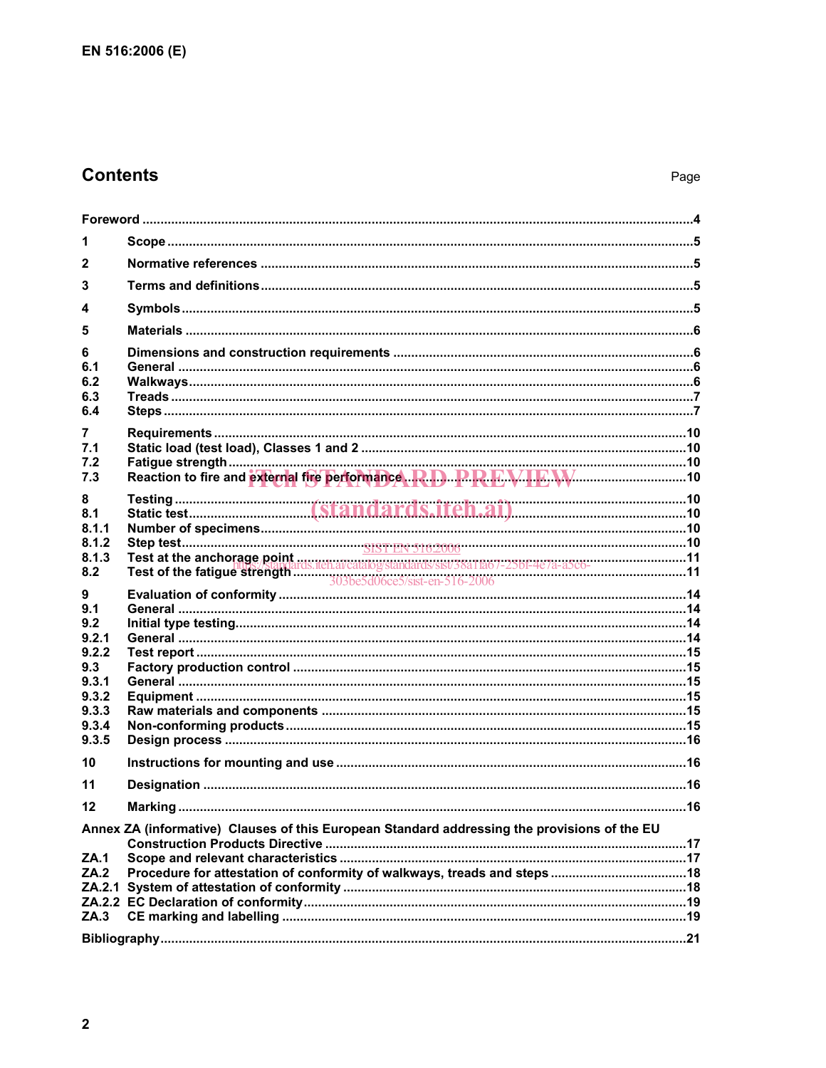## Contents

Page

Foreword ....4

1 Scope ....5

2 Normative references ....5

3 Terms and definitions ....5

4 Symbols ....5

5 Materials ....6

6 Dimensions and construction requirements ....6
6.1 General ....6
6.2 Walkways ....6
6.3 Treads ....7
6.4 Steps ....7

7 Requirements ....10
7.1 Static load (test load), Classes 1 and 2 ....10
7.2 Fatigue strength ....10
7.3 Reaction to fire and external fire performance ....10

8 Testing ....10
8.1 Static test ....10
8.1.1 Number of specimens ....10
8.1.2 Step test ....10
8.1.3 Test at the anchorage point ....11
8.2 Test of the fatigue strength ....11

9 Evaluation of conformity ....14
9.1 General ....14
9.2 Initial type testing ....14
9.2.1 General ....14
9.2.2 Test report ....15
9.3 Factory production control ....15
9.3.1 General ....15
9.3.2 Equipment ....15
9.3.3 Raw materials and components ....15
9.3.4 Non-conforming products ....15
9.3.5 Design process ....16

10 Instructions for mounting and use ....16

11 Designation ....16

12 Marking ....16

Annex ZA (informative) Clauses of this European Standard addressing the provisions of the EU Construction Products Directive ....17
ZA.1 Scope and relevant characteristics ....17
ZA.2 Procedure for attestation of conformity of walkways, treads and steps ....18
ZA.2.1 System of attestation of conformity ....18
ZA.2.2 EC Declaration of conformity ....19
ZA.3 CE marking and labelling ....19

Bibliography ....21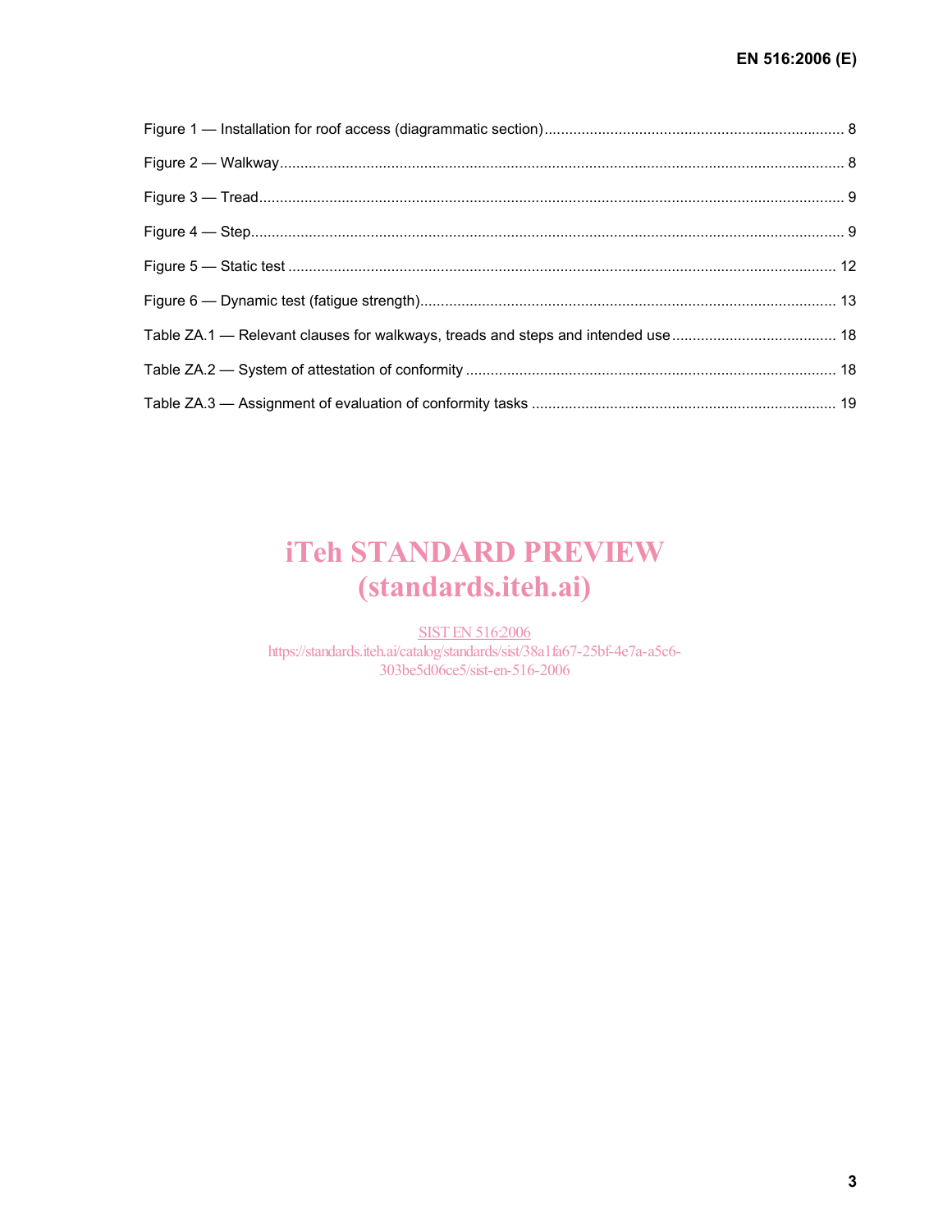Figure 1 — Installation for roof access (diagrammatic section) ........................................................................ 8

Figure 2 — Walkway ........................................................................................................................................ 8

Figure 3 — Tread ............................................................................................................................................ 9

Figure 4 — Step .............................................................................................................................................. 9

Figure 5 — Static test .................................................................................................................................... 12

Figure 6 — Dynamic test (fatigue strength) .................................................................................................... 13

Table ZA.1 — Relevant clauses for walkways, treads and steps and intended use ........................................ 18

Table ZA.2 — System of attestation of conformity ......................................................................................... 18

Table ZA.3 — Assignment of evaluation of conformity tasks .......................................................................... 19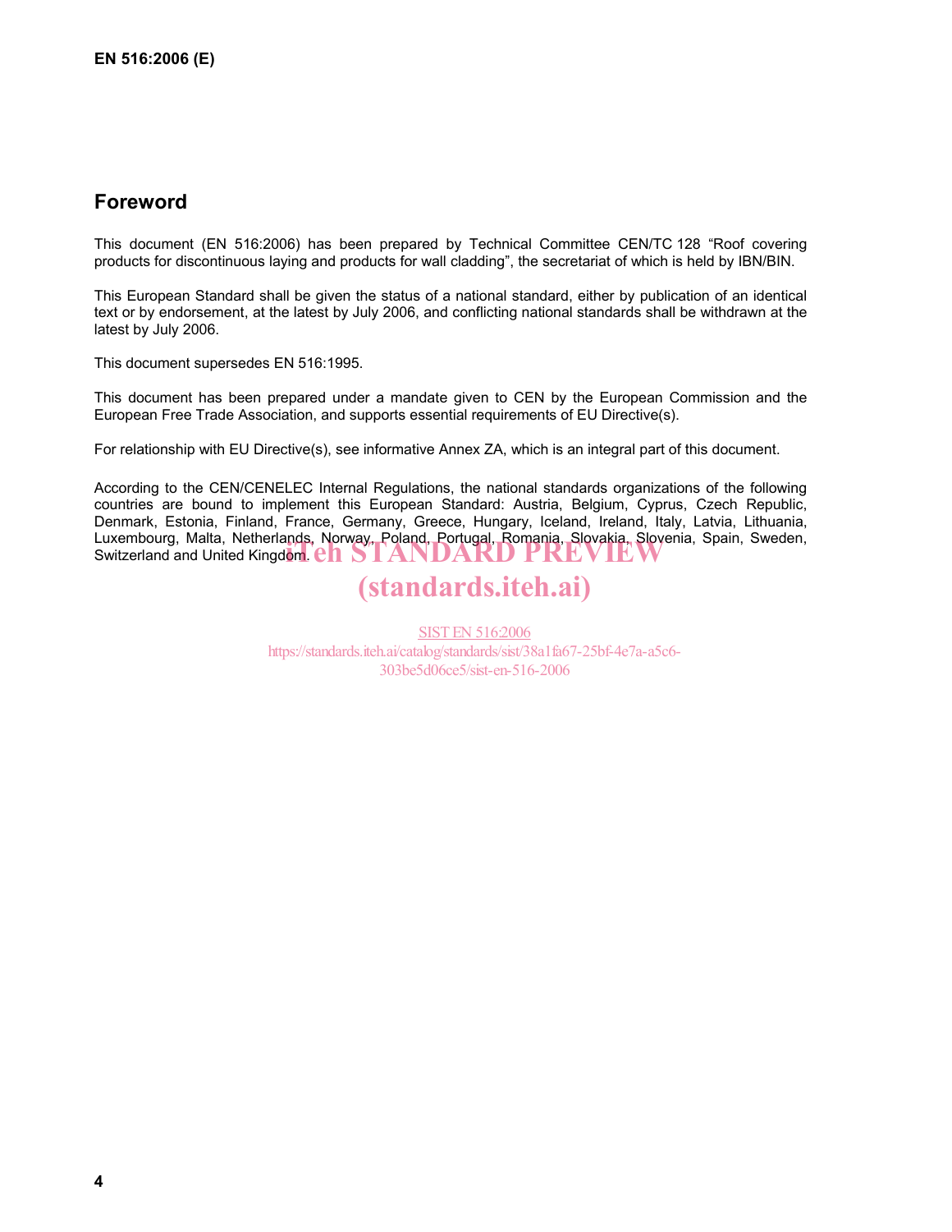## Foreword

This document (EN 516:2006) has been prepared by Technical Committee CEN/TC 128 "Roof covering products for discontinuous laying and products for wall cladding", the secretariat of which is held by IBN/BIN.

This European Standard shall be given the status of a national standard, either by publication of an identical text or by endorsement, at the latest by July 2006, and conflicting national standards shall be withdrawn at the latest by July 2006.

This document supersedes EN 516:1995.

This document has been prepared under a mandate given to CEN by the European Commission and the European Free Trade Association, and supports essential requirements of EU Directive(s).

For relationship with EU Directive(s), see informative Annex ZA, which is an integral part of this document.

According to the CEN/CENELEC Internal Regulations, the national standards organizations of the following countries are bound to implement this European Standard: Austria, Belgium, Cyprus, Czech Republic, Denmark, Estonia, Finland, France, Germany, Greece, Hungary, Iceland, Ireland, Italy, Latvia, Lithuania, Luxembourg, Malta, Netherlands, Norway, Poland, Portugal, Romania, Slovakia, Slovenia, Spain, Sweden, Switzerland and United Kingdom.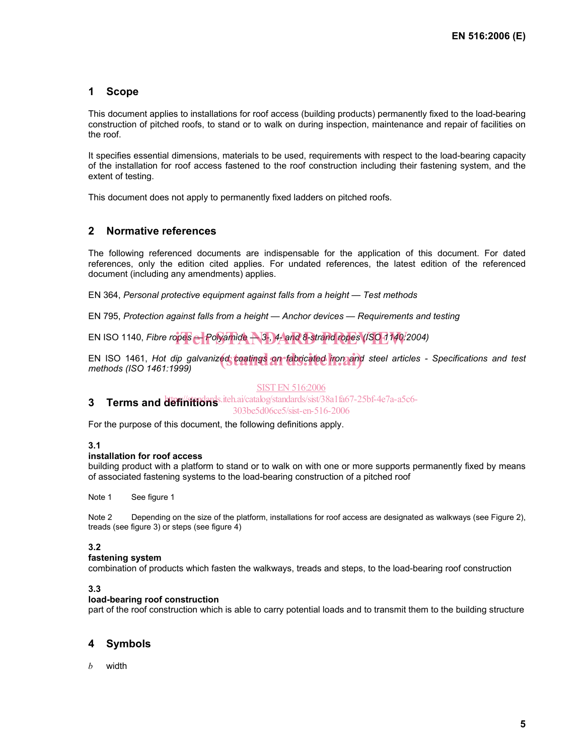## 1 Scope

This document applies to installations for roof access (building products) permanently fixed to the load-bearing construction of pitched roofs, to stand or to walk on during inspection, maintenance and repair of facilities on the roof.

It specifies essential dimensions, materials to be used, requirements with respect to the load-bearing capacity of the installation for roof access fastened to the roof construction including their fastening system, and the extent of testing.

This document does not apply to permanently fixed ladders on pitched roofs.

## 2 Normative references

The following referenced documents are indispensable for the application of this document. For dated references, only the edition cited applies. For undated references, the latest edition of the referenced document (including any amendments) applies.

EN 364, *Personal protective equipment against falls from a height — Test methods*

EN 795, *Protection against falls from a height — Anchor devices — Requirements and testing*

EN ISO 1140, *Fibre ropes — Polyamide — 3-, 4- and 8-strand ropes (ISO 1140:2004)*

EN ISO 1461, *Hot dip galvanized coatings on fabricated iron and steel articles - Specifications and test methods (ISO 1461:1999)*

## 3 Terms and definitions

For the purpose of this document, the following definitions apply.

**3.1**
**installation for roof access**
building product with a platform to stand or to walk on with one or more supports permanently fixed by means of associated fastening systems to the load-bearing construction of a pitched roof

Note 1 See figure 1

Note 2 Depending on the size of the platform, installations for roof access are designated as walkways (see Figure 2), treads (see figure 3) or steps (see figure 4)

**3.2**
**fastening system**
combination of products which fasten the walkways, treads and steps, to the load-bearing roof construction

**3.3**
**load-bearing roof construction**
part of the roof construction which is able to carry potential loads and to transmit them to the building structure

## 4 Symbols

$b$ width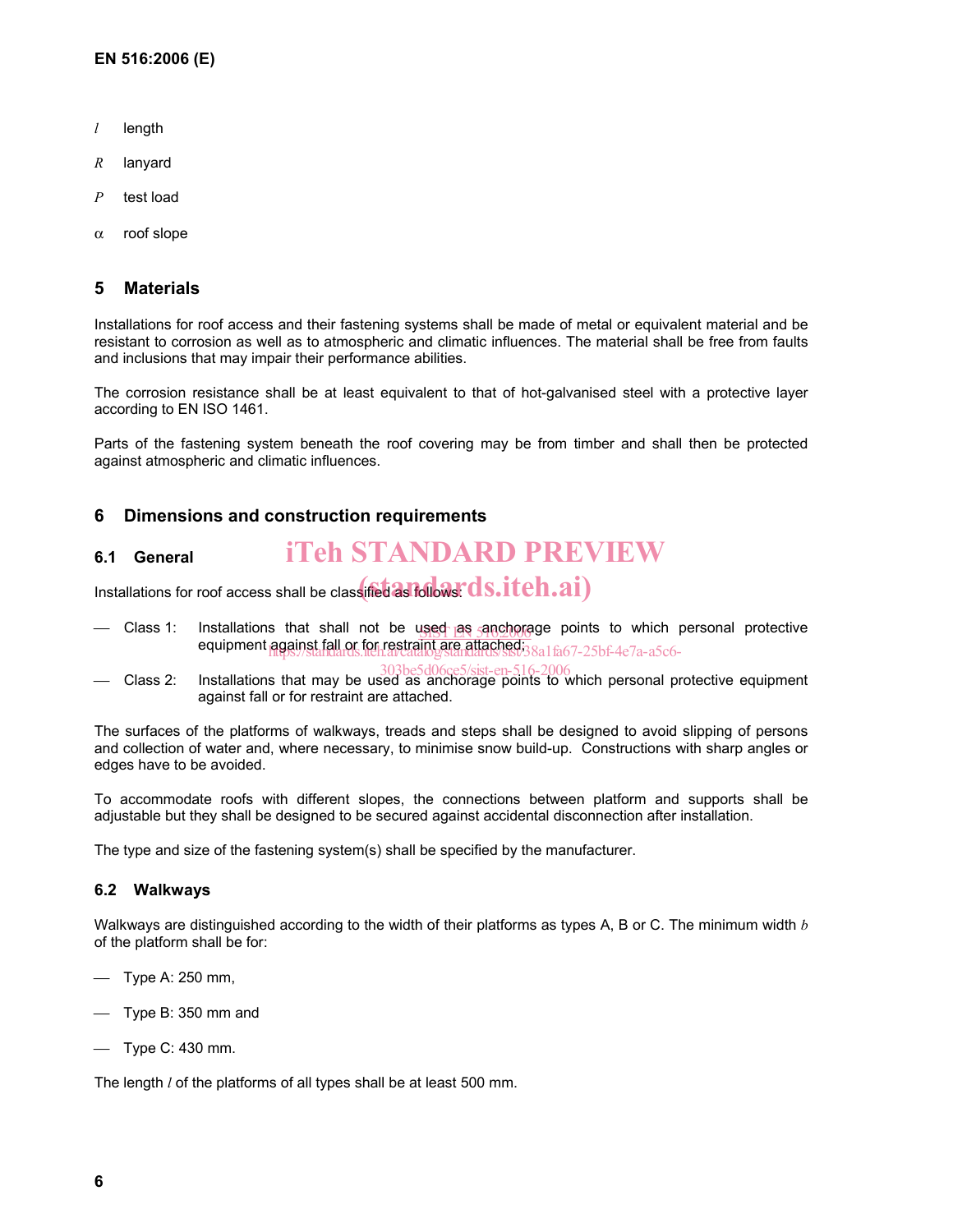$l$ length

$R$ lanyard

$P$ test load

$\alpha$ roof slope

## 5 Materials

Installations for roof access and their fastening systems shall be made of metal or equivalent material and be resistant to corrosion as well as to atmospheric and climatic influences. The material shall be free from faults and inclusions that may impair their performance abilities.

The corrosion resistance shall be at least equivalent to that of hot-galvanised steel with a protective layer according to EN ISO 1461.

Parts of the fastening system beneath the roof covering may be from timber and shall then be protected against atmospheric and climatic influences.

## 6 Dimensions and construction requirements

### 6.1 General

Installations for roof access shall be classified as follows:

- Class 1: Installations that shall not be used as anchorage points to which personal protective equipment against fall or for restraint are attached;
- Class 2: Installations that may be used as anchorage points to which personal protective equipment against fall or for restraint are attached.

The surfaces of the platforms of walkways, treads and steps shall be designed to avoid slipping of persons and collection of water and, where necessary, to minimise snow build-up. Constructions with sharp angles or edges have to be avoided.

To accommodate roofs with different slopes, the connections between platform and supports shall be adjustable but they shall be designed to be secured against accidental disconnection after installation.

The type and size of the fastening system(s) shall be specified by the manufacturer.

### 6.2 Walkways

Walkways are distinguished according to the width of their platforms as types A, B or C. The minimum width $b$ of the platform shall be for:

- Type A: 250 mm,
- Type B: 350 mm and
- Type C: 430 mm.

The length $l$ of the platforms of all types shall be at least 500 mm.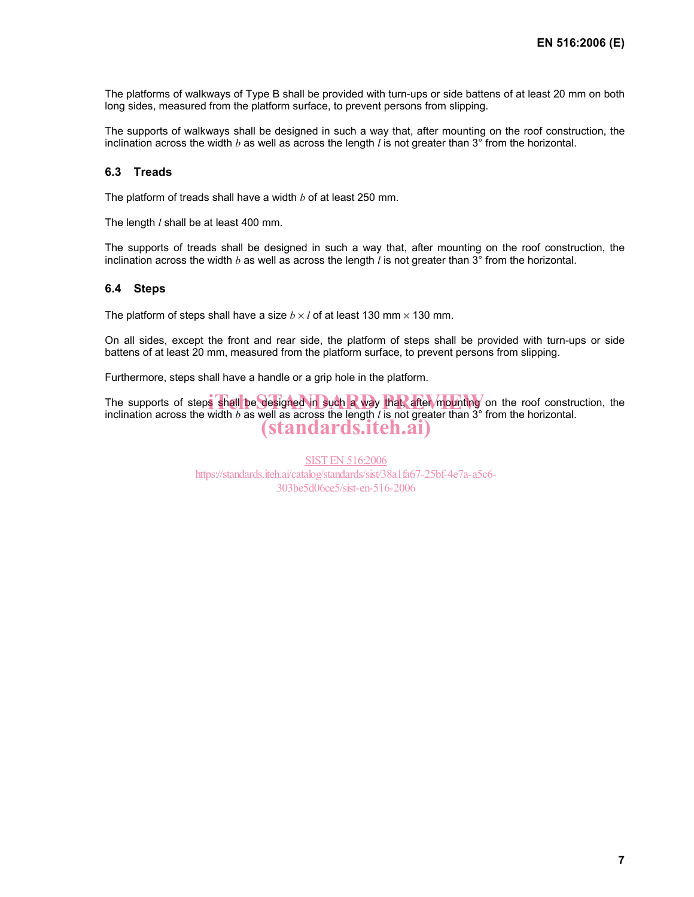The platforms of walkways of Type B shall be provided with turn-ups or side battens of at least 20 mm on both long sides, measured from the platform surface, to prevent persons from slipping.

The supports of walkways shall be designed in such a way that, after mounting on the roof construction, the inclination across the width $b$ as well as across the length $l$ is not greater than 3° from the horizontal.

### 6.3 Treads

The platform of treads shall have a width $b$ of at least 250 mm.

The length $l$ shall be at least 400 mm.

The supports of treads shall be designed in such a way that, after mounting on the roof construction, the inclination across the width $b$ as well as across the length $l$ is not greater than 3° from the horizontal.

### 6.4 Steps

The platform of steps shall have a size $b \times l$ of at least 130 mm $\times$ 130 mm.

On all sides, except the front and rear side, the platform of steps shall be provided with turn-ups or side battens of at least 20 mm, measured from the platform surface, to prevent persons from slipping.

Furthermore, steps shall have a handle or a grip hole in the platform.

The supports of steps shall be designed in such a way that, after mounting on the roof construction, the inclination across the width $b$ as well as across the length $l$ is not greater than 3° from the horizontal.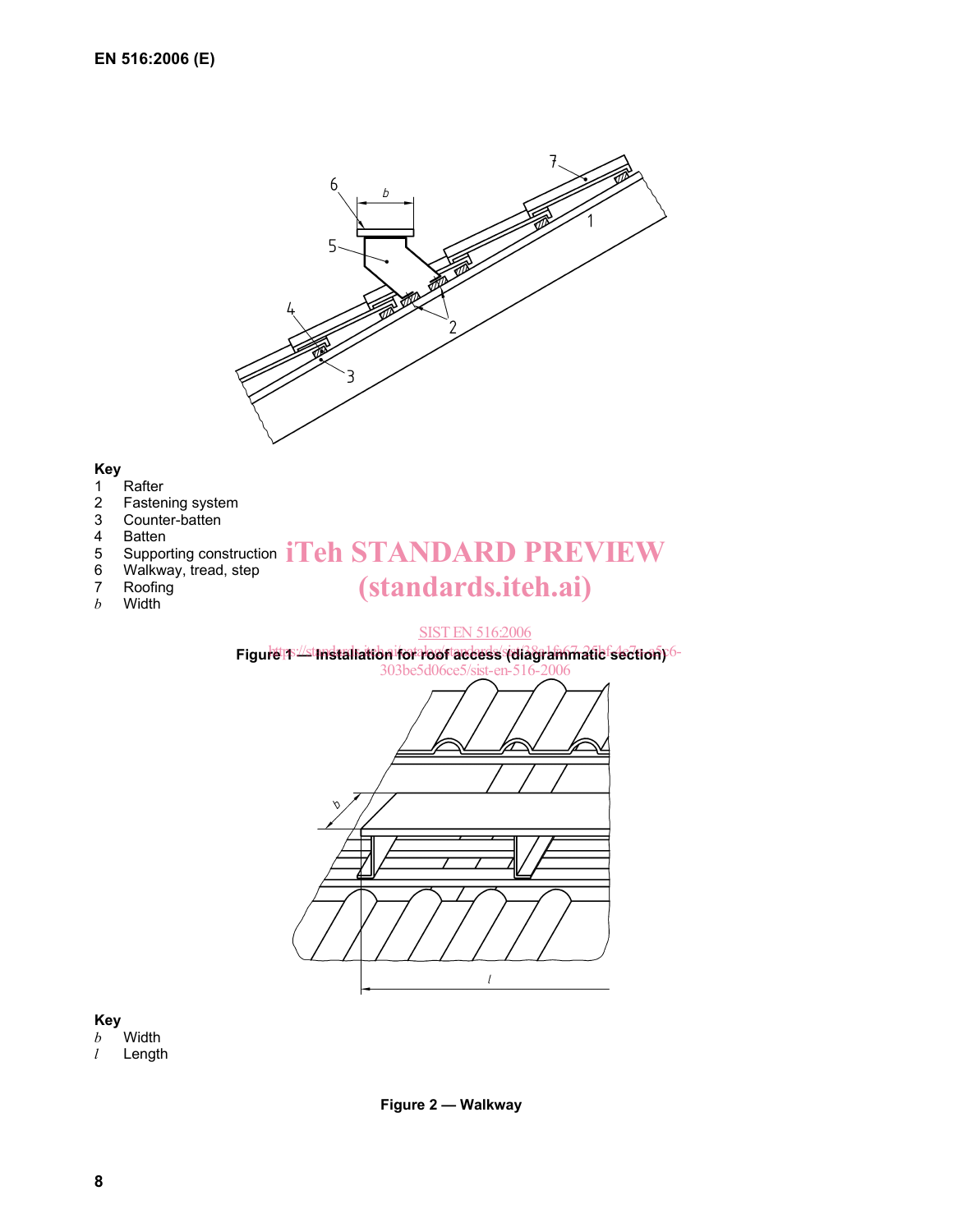**Key**

1 Rafter

2 Fastening system

3 Counter-batten

4 Batten

5 Supporting construction

6 Walkway, tread, step

7 Roofing

*b* Width

**Figure 1 — Installation for roof access (diagrammatic section)**

**Key**

*b* Width

*l* Length

**Figure 2 — Walkway**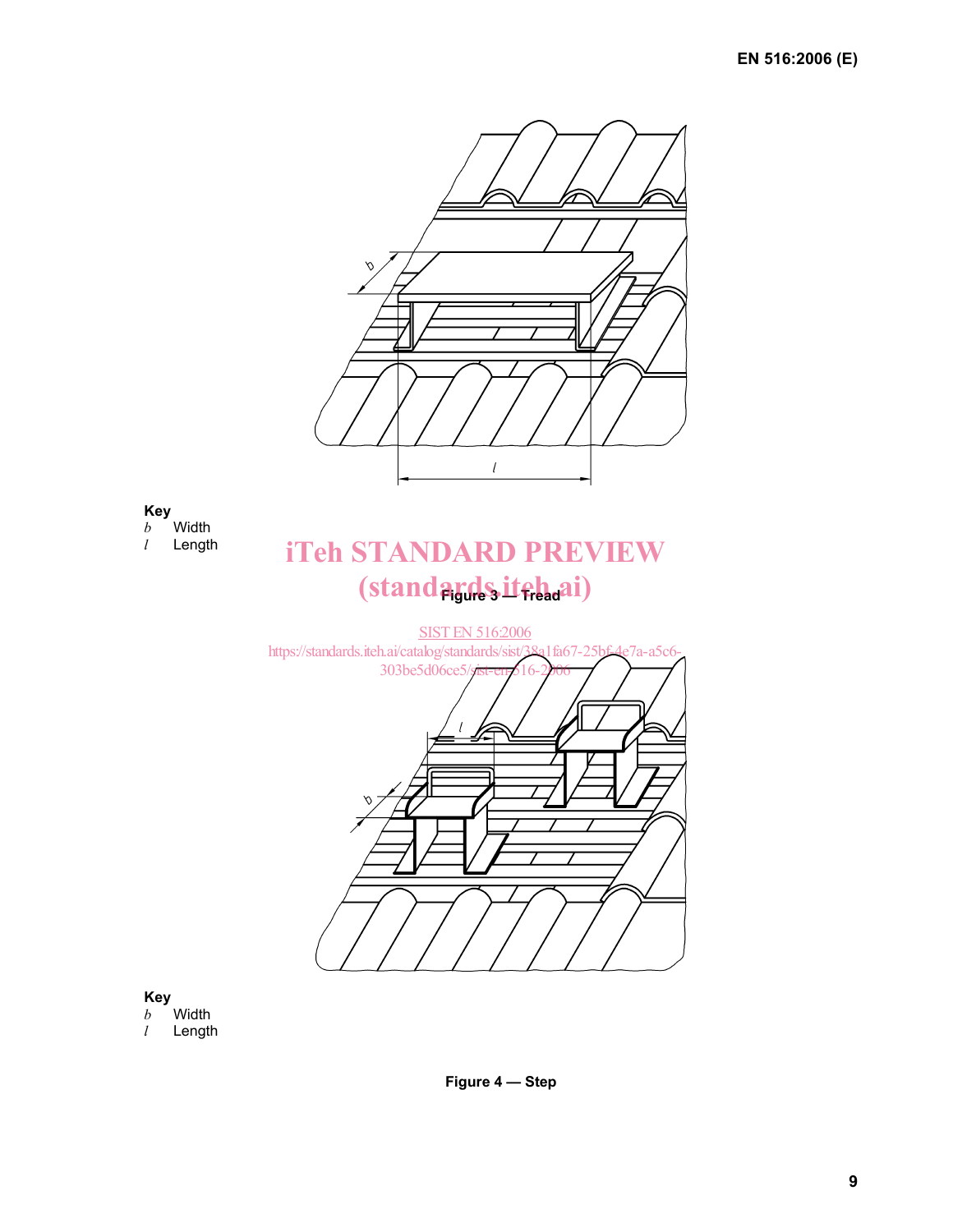**Key**

$b$ Width

$l$ Length

Figure 3 — Tread

**Key**

$b$ Width

$l$ Length

Figure 4 — Step